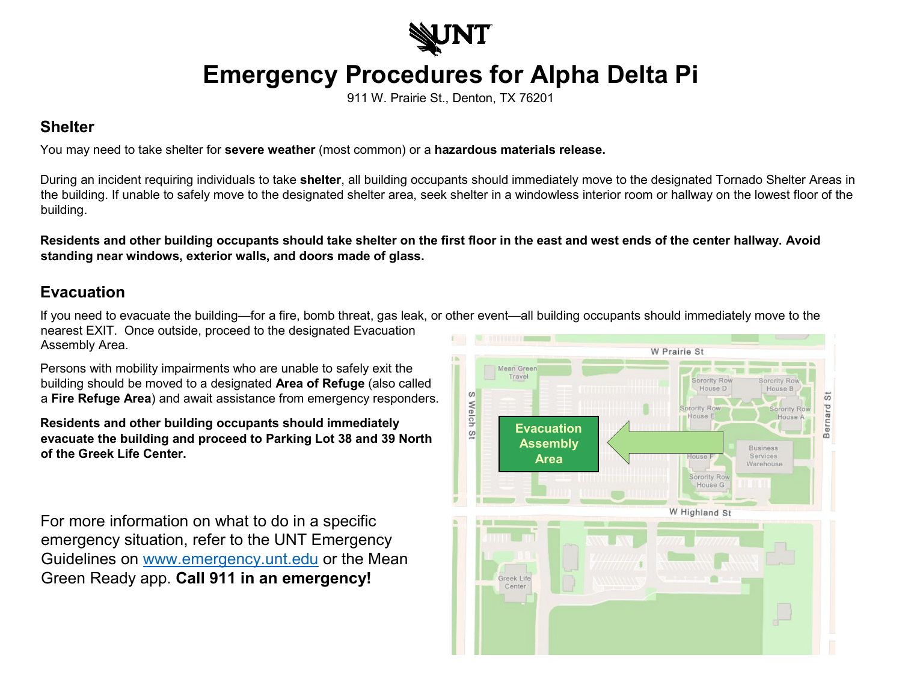# Emergency Procedures for Alpha Delta Pi

911 W. Prairie St., Denton, TX 76201

## Shelter

You may need to take shelter for **severe weather** (most common) or a **hazardous materials release.**

During an incident requiring individuals to take **shelter**, all building occupants should immediately move to the designated Tornado Shelter Areas in the building. If unable to safely move to the designated shelter area, seek shelter in a windowless interior room or hallway on the lowest floor of the building.

**Residents and other building occupants should take shelter on the first floor in the east and west ends of the center hallway. Avoid standing near windows, exterior walls, and doors made of glass.**

## Evacuation

If you need to evacuate the building—for a fire, bomb threat, gas leak, or other event—all building occupants should immediately move to the nearest EXIT. Once outside, proceed to the designated Evacuation Assembly Area.

Persons with mobility impairments who are unable to safely exit the building should be moved to a designated **Area of Refuge** (also called a **Fire Refuge Area**) and await assistance from emergency responders.

**Residents and other building occupants should immediately evacuate the building and proceed to Parking Lot 38 and 39 North of the Greek Life Center.**

For more information on what to do in a specific emergency situation, refer to the UNT Emergency Guidelines on www.emergency.unt.edu or the Mean Green Ready app. **Call 911 in an emergency!**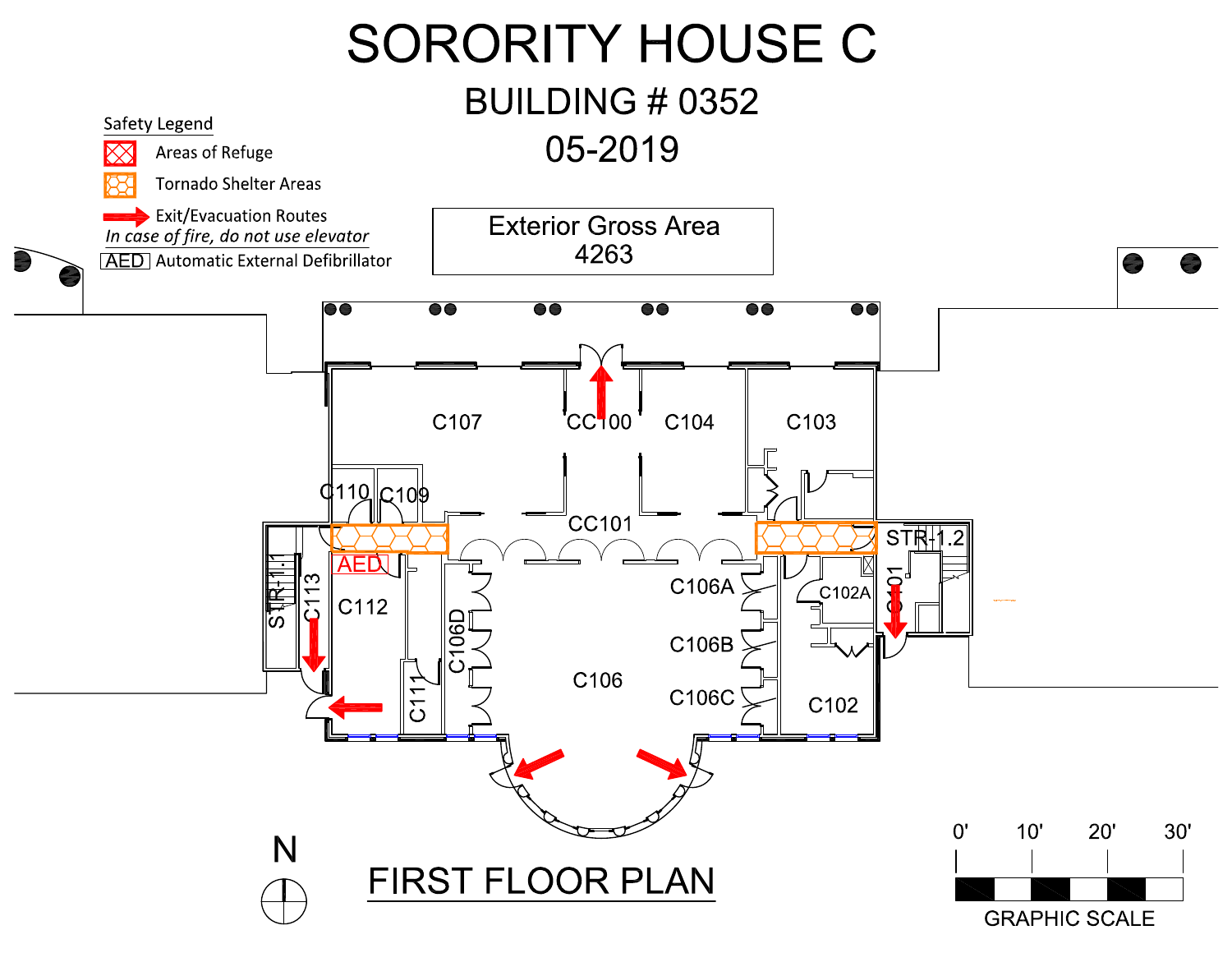# SORORITY HOUSE C

## BUILDING # 0352

## 05-2019

**Safety Legend**

- Areas of Refuge
- Tornado Shelter Areas
- Exit/Evacuation Routes

*In case of fire, do not use elevator*

- AED Automatic External Defibrillator

Exterior Gross Area
4263

C107
CC100
C104
C103
C110
C109
CC101
STR-1.2
AED
STR-1.1
C113
C112
C106A
C102A
C101
C106D
C106B
C106
C111
C106C
C102

N

## FIRST FLOOR PLAN

0' 10' 20' 30'

GRAPHIC SCALE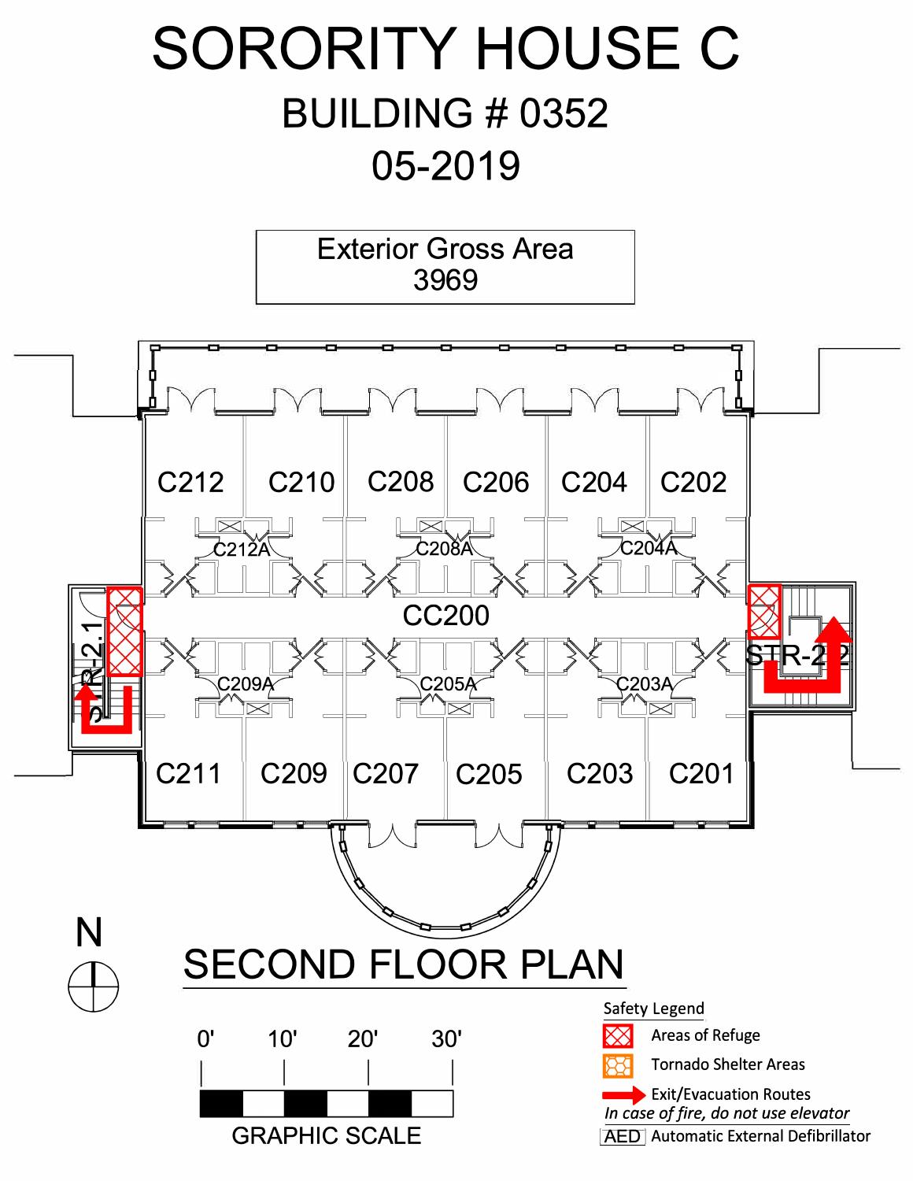# SORORITY HOUSE C

## BUILDING # 0352

## 05-2019

Exterior Gross Area
3969

C212 C210 C208 C206 C204 C202

C212A C208A C204A

CC200

C209A C205A C203A

C211 C209 C207 C205 C203 C201

STR-2.1

STR-2.2

## SECOND FLOOR PLAN

N

0' 10' 20' 30'

GRAPHIC SCALE

Safety Legend

Areas of Refuge

Tornado Shelter Areas

Exit/Evacuation Routes

*In case of fire, do not use elevator*

AED Automatic External Defibrillator